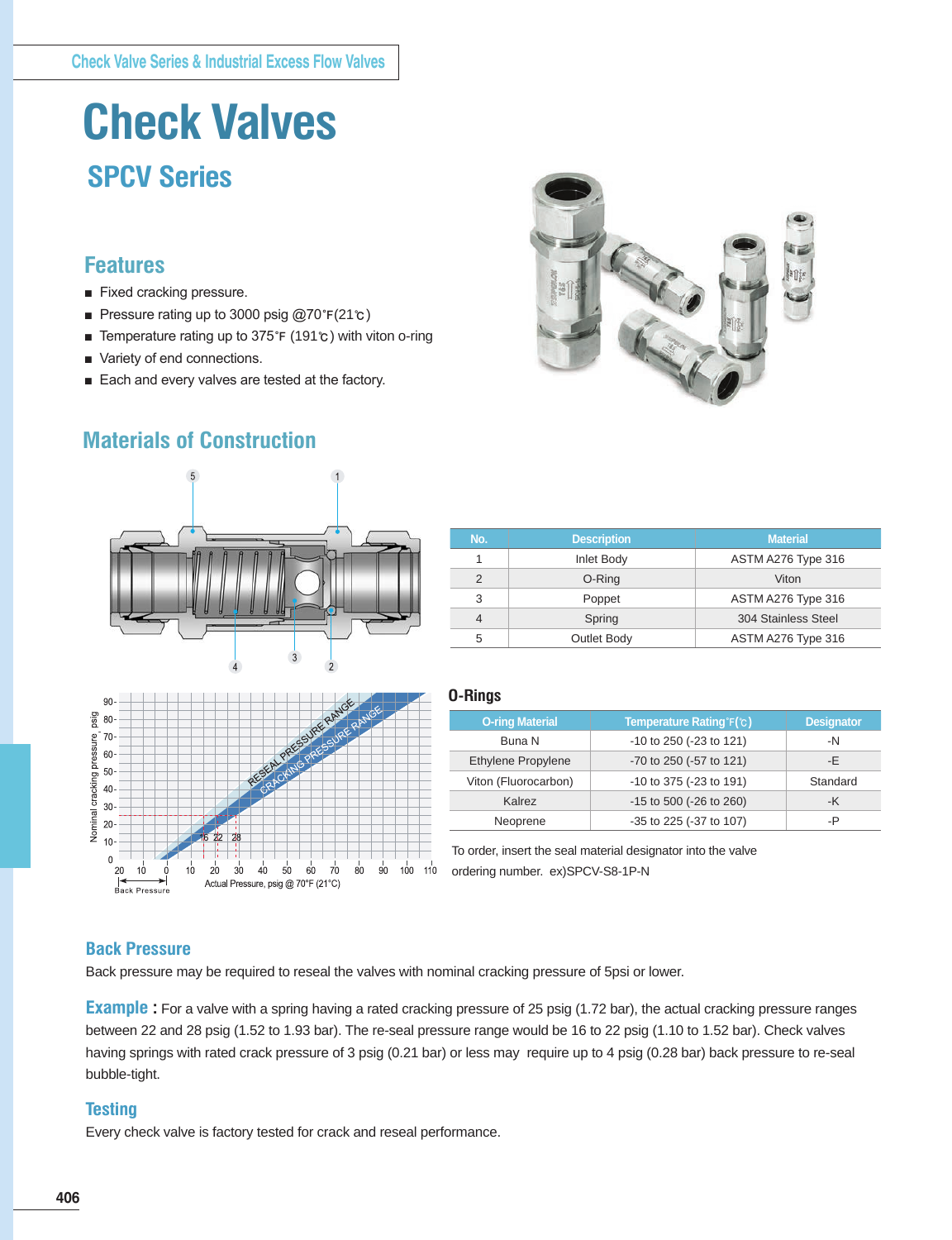# Check Valves

## SPCV Series

### Features

- Fixed cracking pressure.
- Pressure rating up to 3000 psig @70°F(21℃)
- Temperature rating up to 375°F (191℃) with viton o-ring
- Variety of end connections.
- Each and every valves are tested at the factory.

### Materials of Construction

| No. | Description | Material |
|---|---|---|
| 1 | Inlet Body | ASTM A276 Type 316 |
| 2 | O-Ring | Viton |
| 3 | Poppet | ASTM A276 Type 316 |
| 4 | Spring | 304 Stainless Steel |
| 5 | Outlet Body | ASTM A276 Type 316 |

### O-Rings

| O-ring Material | Temperature Rating°F(℃) | Designator |
|---|---|---|
| Buna N | -10 to 250 (-23 to 121) | -N |
| Ethylene Propylene | -70 to 250 (-57 to 121) | -E |
| Viton (Fluorocarbon) | -10 to 375 (-23 to 191) | Standard |
| Kalrez | -15 to 500 (-26 to 260) | -K |
| Neoprene | -35 to 225 (-37 to 107) | -P |

To order, insert the seal material designator into the valve ordering number. ex)SPCV-S8-1P-N

### Back Pressure

Back pressure may be required to reseal the valves with nominal cracking pressure of 5psi or lower.

**Example :** For a valve with a spring having a rated cracking pressure of 25 psig (1.72 bar), the actual cracking pressure ranges between 22 and 28 psig (1.52 to 1.93 bar). The re-seal pressure range would be 16 to 22 psig (1.10 to 1.52 bar). Check valves having springs with rated crack pressure of 3 psig (0.21 bar) or less may require up to 4 psig (0.28 bar) back pressure to re-seal bubble-tight.

### Testing

Every check valve is factory tested for crack and reseal performance.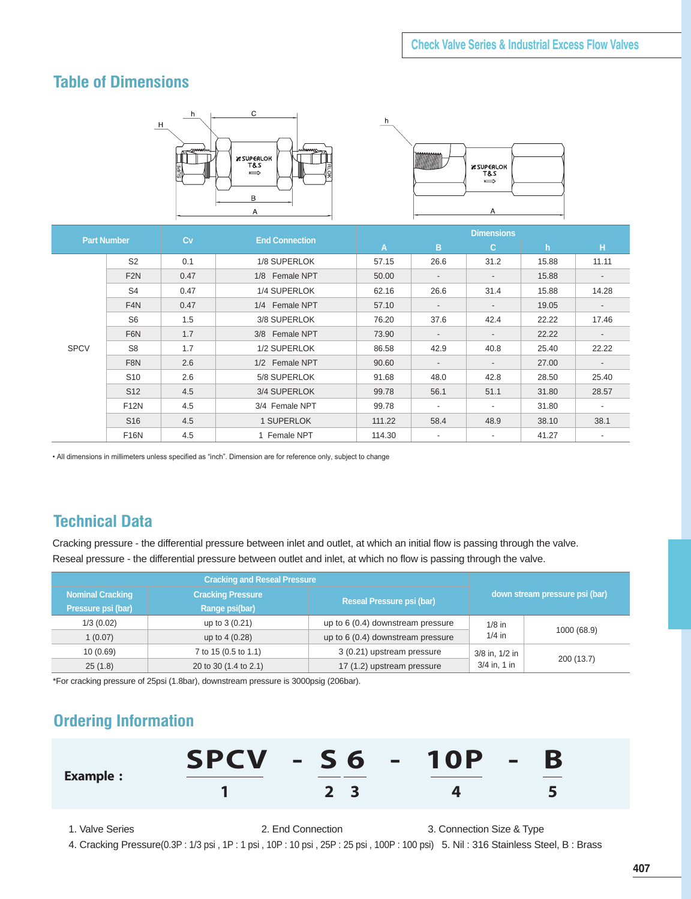## Table of Dimensions

h C H B A SUPERLOK T&S

h A SUPERLOK T&S

| Part Number | | Cv | End Connection | Dimensions | | | | |
|---|---|---|---|---|---|---|---|---|
| | | | | A | B | C | h | H |
| SPCV | S2 | 0.1 | 1/8 SUPERLOK | 57.15 | 26.6 | 31.2 | 15.88 | 11.11 |
| | F2N | 0.47 | 1/8 Female NPT | 50.00 | - | - | 15.88 | - |
| | S4 | 0.47 | 1/4 SUPERLOK | 62.16 | 26.6 | 31.4 | 15.88 | 14.28 |
| | F4N | 0.47 | 1/4 Female NPT | 57.10 | - | - | 19.05 | - |
| | S6 | 1.5 | 3/8 SUPERLOK | 76.20 | 37.6 | 42.4 | 22.22 | 17.46 |
| | F6N | 1.7 | 3/8 Female NPT | 73.90 | - | - | 22.22 | - |
| | S8 | 1.7 | 1/2 SUPERLOK | 86.58 | 42.9 | 40.8 | 25.40 | 22.22 |
| | F8N | 2.6 | 1/2 Female NPT | 90.60 | - | - | 27.00 | - |
| | S10 | 2.6 | 5/8 SUPERLOK | 91.68 | 48.0 | 42.8 | 28.50 | 25.40 |
| | S12 | 4.5 | 3/4 SUPERLOK | 99.78 | 56.1 | 51.1 | 31.80 | 28.57 |
| | F12N | 4.5 | 3/4 Female NPT | 99.78 | - | - | 31.80 | - |
| | S16 | 4.5 | 1 SUPERLOK | 111.22 | 58.4 | 48.9 | 38.10 | 38.1 |
| | F16N | 4.5 | 1 Female NPT | 114.30 | - | - | 41.27 | - |

• All dimensions in millimeters unless specified as "inch". Dimension are for reference only, subject to change

## Technical Data

Cracking pressure - the differential pressure between inlet and outlet, at which an initial flow is passing through the valve.
Reseal pressure - the differential pressure between outlet and inlet, at which no flow is passing through the valve.

| Cracking and Reseal Pressure | | | down stream pressure psi (bar) | |
|---|---|---|---|---|
| Nominal Cracking Pressure psi (bar) | Cracking Pressure Range psi(bar) | Reseal Pressure psi (bar) | | |
| 1/3 (0.02) | up to 3 (0.21) | up to 6 (0.4) downstream pressure | 1/8 in<br>1/4 in | 1000 (68.9) |
| 1 (0.07) | up to 4 (0.28) | up to 6 (0.4) downstream pressure | | |
| 10 (0.69) | 7 to 15 (0.5 to 1.1) | 3 (0.21) upstream pressure | 3/8 in, 1/2 in<br>3/4 in, 1 in | 200 (13.7) |
| 25 (1.8) | 20 to 30 (1.4 to 2.1) | 17 (1.2) upstream pressure | | |

*For cracking pressure of 25psi (1.8bar), downstream pressure is 3000psig (206bar).

## Ordering Information

**Example :** **SPCV - S 6 - 10P - B**

| SPCV | S | 6 | 10P | B |
|---|---|---|---|---|
| 1 | 2 | 3 | 4 | 5 |

1. Valve Series
2. End Connection
3. Connection Size & Type
4. Cracking Pressure(0.3P : 1/3 psi , 1P : 1 psi , 10P : 10 psi , 25P : 25 psi , 100P : 100 psi)
5. Nil : 316 Stainless Steel, B : Brass